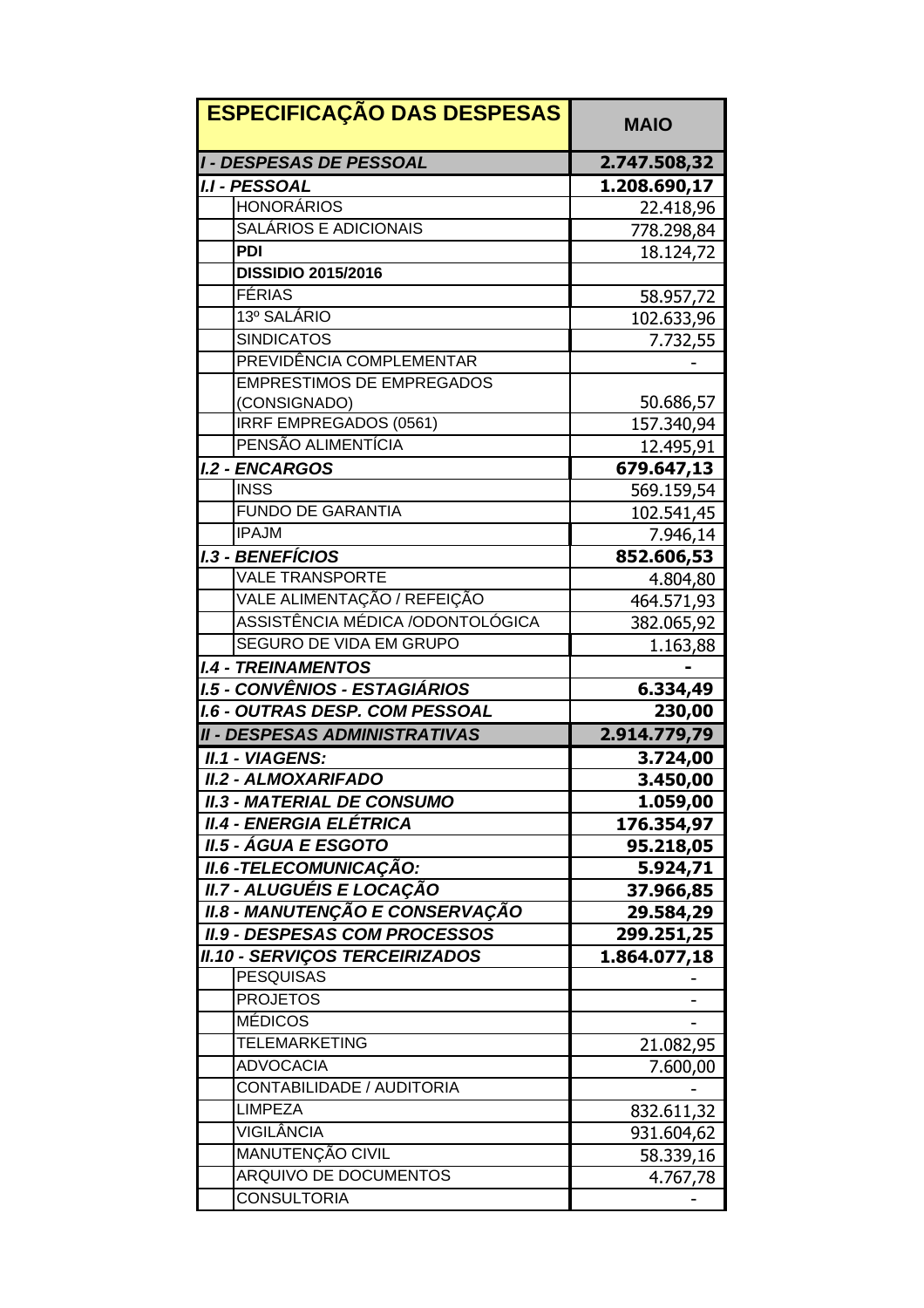| ESPECIFICAÇÃO DAS DESPESAS | | MAIO |
|---|---|---|
| ***I - DESPESAS DE PESSOAL*** | | **2.747.508,32** |
| ***I.I - PESSOAL*** | | **1.208.690,17** |
| | HONORÁRIOS | 22.418,96 |
| | SALÁRIOS E ADICIONAIS | 778.298,84 |
| | **PDI** | 18.124,72 |
| | **DISSIDIO 2015/2016** | |
| | FÉRIAS | 58.957,72 |
| | 13º SALÁRIO | 102.633,96 |
| | SINDICATOS | 7.732,55 |
| | PREVIDÊNCIA COMPLEMENTAR | - |
| | EMPRESTIMOS DE EMPREGADOS (CONSIGNADO) | 50.686,57 |
| | IRRF EMPREGADOS (0561) | 157.340,94 |
| | PENSÃO ALIMENTÍCIA | 12.495,91 |
| ***I.2 - ENCARGOS*** | | **679.647,13** |
| | INSS | 569.159,54 |
| | FUNDO DE GARANTIA | 102.541,45 |
| | IPAJM | 7.946,14 |
| ***I.3 - BENEFÍCIOS*** | | **852.606,53** |
| | VALE TRANSPORTE | 4.804,80 |
| | VALE ALIMENTAÇÃO / REFEIÇÃO | 464.571,93 |
| | ASSISTÊNCIA MÉDICA /ODONTOLÓGICA | 382.065,92 |
| | SEGURO DE VIDA EM GRUPO | 1.163,88 |
| ***I.4 - TREINAMENTOS*** | | **-** |
| ***I.5 - CONVÊNIOS - ESTAGIÁRIOS*** | | **6.334,49** |
| ***I.6 - OUTRAS DESP. COM PESSOAL*** | | **230,00** |
| ***II - DESPESAS ADMINISTRATIVAS*** | | **2.914.779,79** |
| ***II.1 - VIAGENS:*** | | **3.724,00** |
| ***II.2 - ALMOXARIFADO*** | | **3.450,00** |
| ***II.3 - MATERIAL DE CONSUMO*** | | **1.059,00** |
| ***II.4 - ENERGIA ELÉTRICA*** | | **176.354,97** |
| ***II.5 - ÁGUA E ESGOTO*** | | **95.218,05** |
| ***II.6 -TELECOMUNICAÇÃO:*** | | **5.924,71** |
| ***II.7 - ALUGUÉIS E LOCAÇÃO*** | | **37.966,85** |
| ***II.8 - MANUTENÇÃO E CONSERVAÇÃO*** | | **29.584,29** |
| ***II.9 - DESPESAS COM PROCESSOS*** | | **299.251,25** |
| ***II.10 - SERVIÇOS TERCEIRIZADOS*** | | **1.864.077,18** |
| | PESQUISAS | - |
| | PROJETOS | - |
| | MÉDICOS | - |
| | TELEMARKETING | 21.082,95 |
| | ADVOCACIA | 7.600,00 |
| | CONTABILIDADE / AUDITORIA | - |
| | LIMPEZA | 832.611,32 |
| | VIGILÂNCIA | 931.604,62 |
| | MANUTENÇÃO CIVIL | 58.339,16 |
| | ARQUIVO DE DOCUMENTOS | 4.767,78 |
| | CONSULTORIA | - |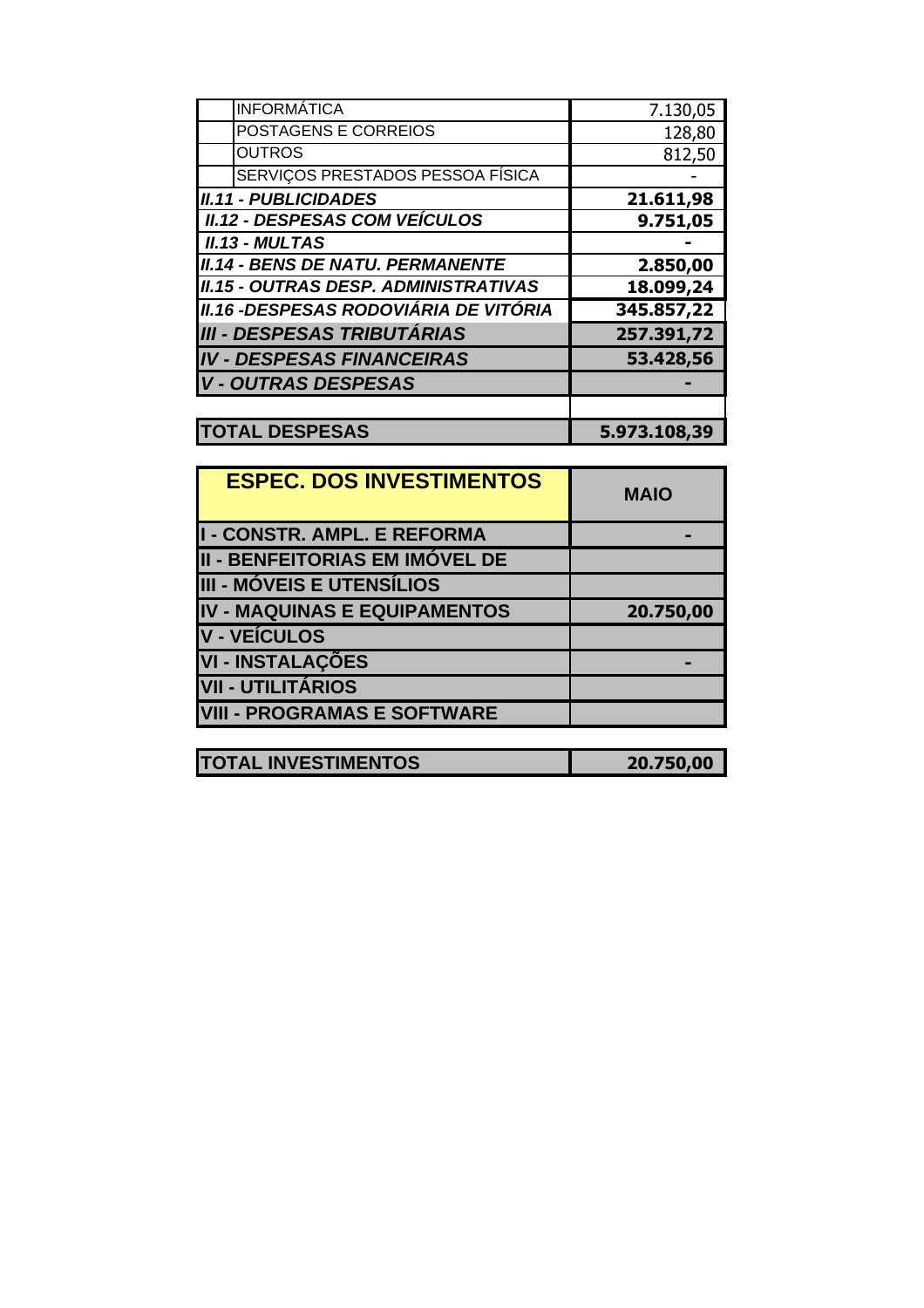| | | |
|---|---|---|
| | INFORMÁTICA | 7.130,05 |
| | POSTAGENS E CORREIOS | 128,80 |
| | OUTROS | 812,50 |
| | SERVIÇOS PRESTADOS PESSOA FÍSICA | - |
| ***II.11 - PUBLICIDADES*** | | **21.611,98** |
| ***II.12 - DESPESAS COM VEÍCULOS*** | | **9.751,05** |
| ***II.13 - MULTAS*** | | **-** |
| ***II.14 - BENS DE NATU. PERMANENTE*** | | **2.850,00** |
| ***II.15 - OUTRAS DESP. ADMINISTRATIVAS*** | | **18.099,24** |
| ***II.16 -DESPESAS RODOVIÁRIA DE VITÓRIA*** | | **345.857,22** |
| ***III - DESPESAS TRIBUTÁRIAS*** | | **257.391,72** |
| ***IV - DESPESAS FINANCEIRAS*** | | **53.428,56** |
| ***V - OUTRAS DESPESAS*** | | **-** |
| | | |
| **TOTAL DESPESAS** | | **5.973.108,39** |

| ESPEC. DOS INVESTIMENTOS | MAIO |
|---|---|
| **I - CONSTR. AMPL. E REFORMA** | **-** |
| **II - BENFEITORIAS EM IMÓVEL DE** | |
| **III - MÓVEIS E UTENSÍLIOS** | |
| **IV - MAQUINAS E EQUIPAMENTOS** | **20.750,00** |
| **V - VEÍCULOS** | |
| **VI - INSTALAÇÕES** | **-** |
| **VII - UTILITÁRIOS** | |
| **VIII - PROGRAMAS E SOFTWARE** | |
| | |
| **TOTAL INVESTIMENTOS** | **20.750,00** |